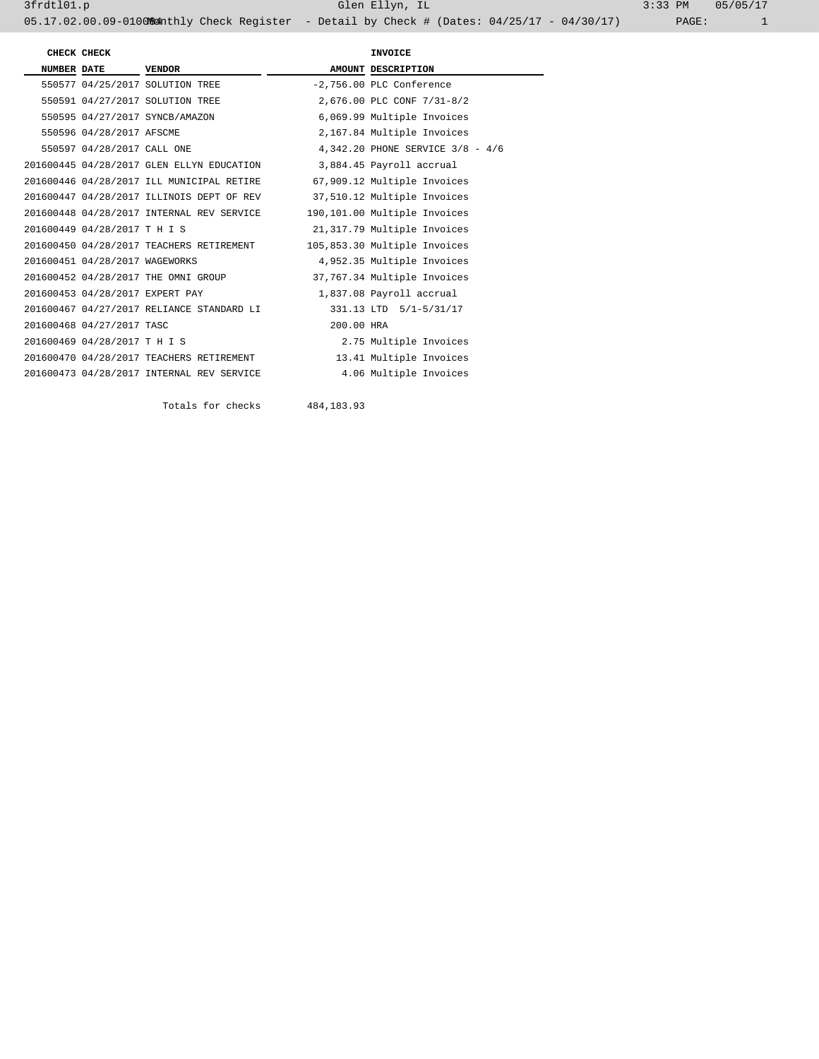3frdtl01.p Glen Ellyn, IL 3:33 PM 05/05/17

05.17.02.00.09-010084 Monthly Check Register - Detail by Check # (Dates: 04/25/17 - 04/30/17)

| CHECK NUMBER | CHECK DATE | VENDOR | AMOUNT | INVOICE DESCRIPTION |
|---|---|---|---|---|
| 550577 | 04/25/2017 | SOLUTION TREE | -2,756.00 | PLC Conference |
| 550591 | 04/27/2017 | SOLUTION TREE | 2,676.00 | PLC CONF 7/31-8/2 |
| 550595 | 04/27/2017 | SYNCB/AMAZON | 6,069.99 | Multiple Invoices |
| 550596 | 04/28/2017 | AFSCME | 2,167.84 | Multiple Invoices |
| 550597 | 04/28/2017 | CALL ONE | 4,342.20 | PHONE SERVICE 3/8 - 4/6 |
| 201600445 | 04/28/2017 | GLEN ELLYN EDUCATION | 3,884.45 | Payroll accrual |
| 201600446 | 04/28/2017 | ILL MUNICIPAL RETIRE | 67,909.12 | Multiple Invoices |
| 201600447 | 04/28/2017 | ILLINOIS DEPT OF REV | 37,510.12 | Multiple Invoices |
| 201600448 | 04/28/2017 | INTERNAL REV SERVICE | 190,101.00 | Multiple Invoices |
| 201600449 | 04/28/2017 | T H I S | 21,317.79 | Multiple Invoices |
| 201600450 | 04/28/2017 | TEACHERS RETIREMENT | 105,853.30 | Multiple Invoices |
| 201600451 | 04/28/2017 | WAGEWORKS | 4,952.35 | Multiple Invoices |
| 201600452 | 04/28/2017 | THE OMNI GROUP | 37,767.34 | Multiple Invoices |
| 201600453 | 04/28/2017 | EXPERT PAY | 1,837.08 | Payroll accrual |
| 201600467 | 04/27/2017 | RELIANCE STANDARD LI | 331.13 | LTD 5/1-5/31/17 |
| 201600468 | 04/27/2017 | TASC | 200.00 | HRA |
| 201600469 | 04/28/2017 | T H I S | 2.75 | Multiple Invoices |
| 201600470 | 04/28/2017 | TEACHERS RETIREMENT | 13.41 | Multiple Invoices |
| 201600473 | 04/28/2017 | INTERNAL REV SERVICE | 4.06 | Multiple Invoices |
| | | Totals for checks | 484,183.93 | |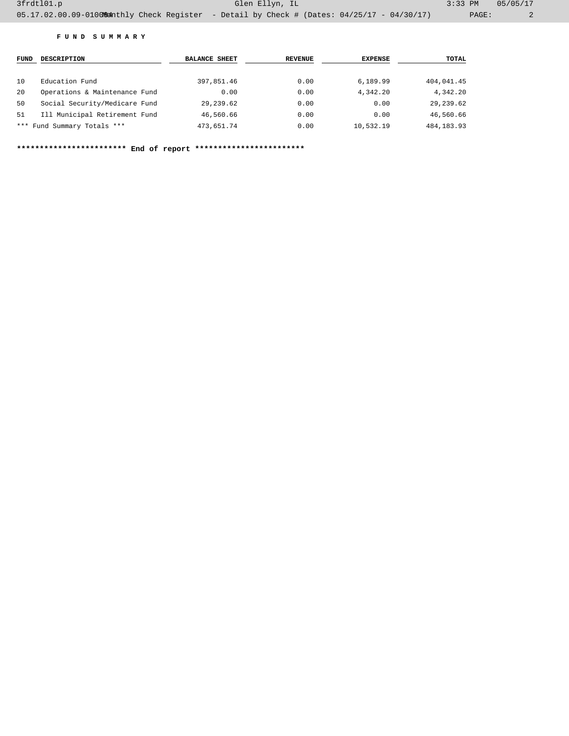**F U N D  S U M M A R Y**

| FUND | DESCRIPTION | BALANCE SHEET | REVENUE | EXPENSE | TOTAL |
|---|---|---|---|---|---|
| 10 | Education Fund | 397,851.46 | 0.00 | 6,189.99 | 404,041.45 |
| 20 | Operations & Maintenance Fund | 0.00 | 0.00 | 4,342.20 | 4,342.20 |
| 50 | Social Security/Medicare Fund | 29,239.62 | 0.00 | 0.00 | 29,239.62 |
| 51 | Ill Municipal Retirement Fund | 46,560.66 | 0.00 | 0.00 | 46,560.66 |
| *** Fund Summary Totals *** | | 473,651.74 | 0.00 | 10,532.19 | 484,183.93 |

**************************** End of report ****************************